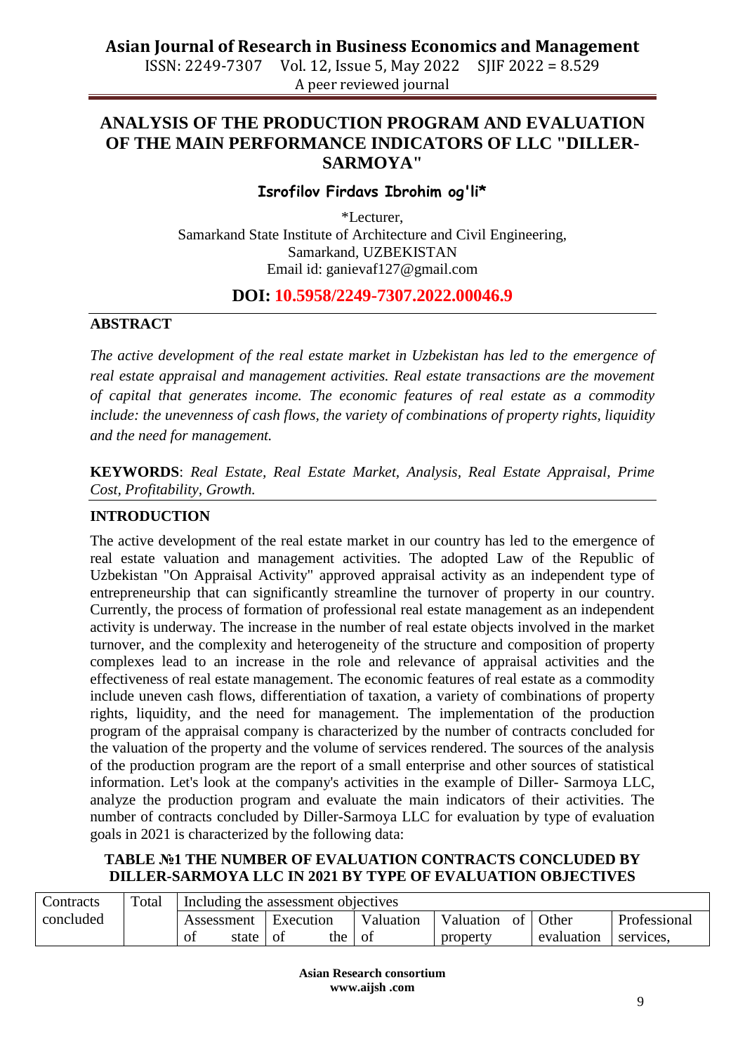# ANALYSIS OF THE PRODUCTION PROGRAM AND EVALUATION OF THE MAIN PERFORMANCE INDICATORS OF LLC "DILLER-SARMOYA"

**Isrofilov Firdavs Ibrohim og'li***

*Lecturer,
Samarkand State Institute of Architecture and Civil Engineering,
Samarkand, UZBEKISTAN
Email id: ganievaf127@gmail.com

**DOI: 10.5958/2249-7307.2022.00046.9**

## ABSTRACT

*The active development of the real estate market in Uzbekistan has led to the emergence of real estate appraisal and management activities. Real estate transactions are the movement of capital that generates income. The economic features of real estate as a commodity include: the unevenness of cash flows, the variety of combinations of property rights, liquidity and the need for management.*

**KEYWORDS**: *Real Estate, Real Estate Market, Analysis, Real Estate Appraisal, Prime Cost, Profitability, Growth.*

## INTRODUCTION

The active development of the real estate market in our country has led to the emergence of real estate valuation and management activities. The adopted Law of the Republic of Uzbekistan "On Appraisal Activity" approved appraisal activity as an independent type of entrepreneurship that can significantly streamline the turnover of property in our country. Currently, the process of formation of professional real estate management as an independent activity is underway. The increase in the number of real estate objects involved in the market turnover, and the complexity and heterogeneity of the structure and composition of property complexes lead to an increase in the role and relevance of appraisal activities and the effectiveness of real estate management. The economic features of real estate as a commodity include uneven cash flows, differentiation of taxation, a variety of combinations of property rights, liquidity, and the need for management. The implementation of the production program of the appraisal company is characterized by the number of contracts concluded for the valuation of the property and the volume of services rendered. The sources of the analysis of the production program are the report of a small enterprise and other sources of statistical information. Let's look at the company's activities in the example of Diller- Sarmoya LLC, analyze the production program and evaluate the main indicators of their activities. The number of contracts concluded by Diller-Sarmoya LLC for evaluation by type of evaluation goals in 2021 is characterized by the following data:

**TABLE №1 THE NUMBER OF EVALUATION CONTRACTS CONCLUDED BY DILLER-SARMOYA LLC IN 2021 BY TYPE OF EVALUATION OBJECTIVES**

| Contracts concluded | Total | Including the assessment objectives | | | | | |
|---|---|---|---|---|---|---|---|
| | | Assessment of state | Execution of the | Valuation of | Valuation of property | Other evaluation | Professional services, |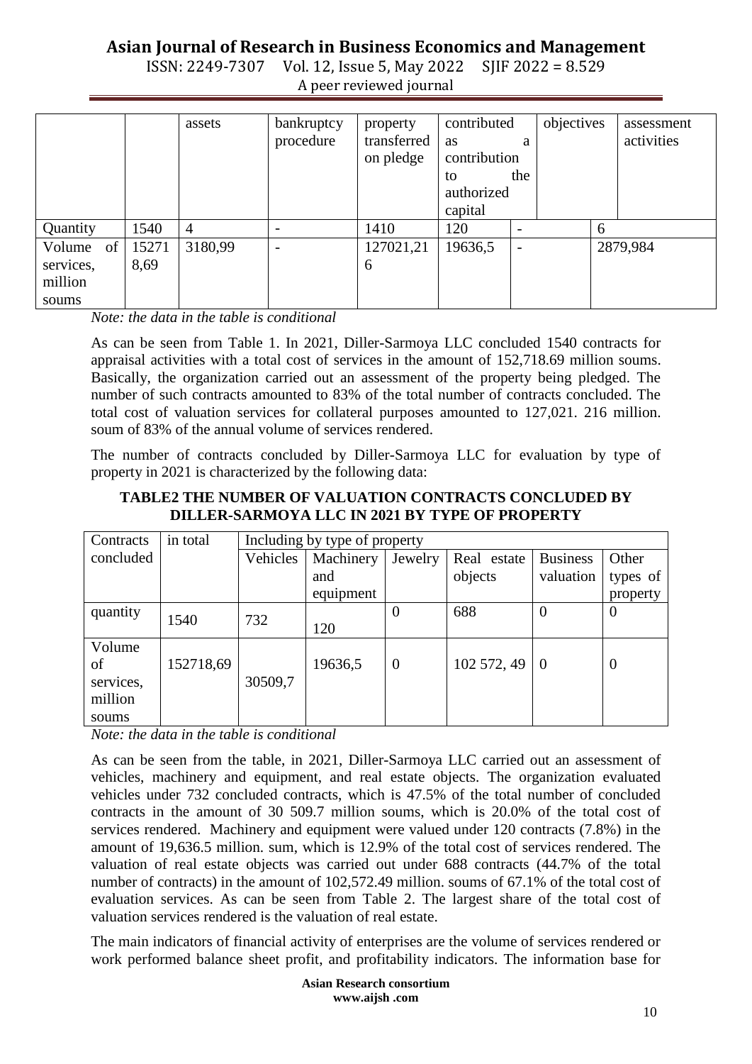| | | assets | bankruptcy procedure | property transferred on pledge | contributed as a contribution to the authorized capital | objectives | assessment activities |
|---|---|---|---|---|---|---|---|
| Quantity | 1540 | 4 | - | 1410 | 120 | - | 6 |
| Volume of services, million soums | 15271 8,69 | 3180,99 | - | 127021,21 6 | 19636,5 | - | 2879,984 |

*Note: the data in the table is conditional*

As can be seen from Table 1. In 2021, Diller-Sarmoya LLC concluded 1540 contracts for appraisal activities with a total cost of services in the amount of 152,718.69 million soums. Basically, the organization carried out an assessment of the property being pledged. The number of such contracts amounted to 83% of the total number of contracts concluded. The total cost of valuation services for collateral purposes amounted to 127,021. 216 million. soum of 83% of the annual volume of services rendered.

The number of contracts concluded by Diller-Sarmoya LLC for evaluation by type of property in 2021 is characterized by the following data:

**TABLE2 THE NUMBER OF VALUATION CONTRACTS CONCLUDED BY DILLER-SARMOYA LLC IN 2021 BY TYPE OF PROPERTY**

| Contracts concluded | in total | Including by type of property | | | | | |
|---|---|---|---|---|---|---|---|
| | | Vehicles | Machinery and equipment | Jewelry | Real estate objects | Business valuation | Other types of property |
| quantity | 1540 | 732 | 120 | 0 | 688 | 0 | 0 |
| Volume of services, million soums | 152718,69 | 30509,7 | 19636,5 | 0 | 102 572, 49 | 0 | 0 |

*Note: the data in the table is conditional*

As can be seen from the table, in 2021, Diller-Sarmoya LLC carried out an assessment of vehicles, machinery and equipment, and real estate objects. The organization evaluated vehicles under 732 concluded contracts, which is 47.5% of the total number of concluded contracts in the amount of 30 509.7 million soums, which is 20.0% of the total cost of services rendered. Machinery and equipment were valued under 120 contracts (7.8%) in the amount of 19,636.5 million. sum, which is 12.9% of the total cost of services rendered. The valuation of real estate objects was carried out under 688 contracts (44.7% of the total number of contracts) in the amount of 102,572.49 million. soums of 67.1% of the total cost of evaluation services. As can be seen from Table 2. The largest share of the total cost of valuation services rendered is the valuation of real estate.

The main indicators of financial activity of enterprises are the volume of services rendered or work performed balance sheet profit, and profitability indicators. The information base for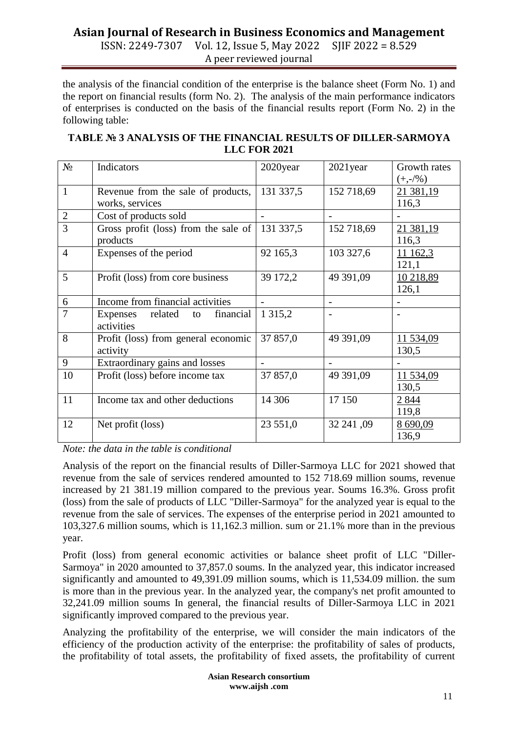the analysis of the financial condition of the enterprise is the balance sheet (Form No. 1) and the report on financial results (form No. 2). The analysis of the main performance indicators of enterprises is conducted on the basis of the financial results report (Form No. 2) in the following table:

**TABLE № 3 ANALYSIS OF THE FINANCIAL RESULTS OF DILLER-SARMOYA LLC FOR 2021**

| № | Indicators | 2020year | 2021year | Growth rates (+,-/%) |
|---|---|---|---|---|
| 1 | Revenue from the sale of products, works, services | 131 337,5 | 152 718,69 | 21 381,19<br>116,3 |
| 2 | Cost of products sold | - | - | - |
| 3 | Gross profit (loss) from the sale of products | 131 337,5 | 152 718,69 | 21 381,19<br>116,3 |
| 4 | Expenses of the period | 92 165,3 | 103 327,6 | 11 162,3<br>121,1 |
| 5 | Profit (loss) from core business | 39 172,2 | 49 391,09 | 10 218,89<br>126,1 |
| 6 | Income from financial activities | - | - | - |
| 7 | Expenses related to financial activities | 1 315,2 | - | - |
| 8 | Profit (loss) from general economic activity | 37 857,0 | 49 391,09 | 11 534,09<br>130,5 |
| 9 | Extraordinary gains and losses | - | - | - |
| 10 | Profit (loss) before income tax | 37 857,0 | 49 391,09 | 11 534,09<br>130,5 |
| 11 | Income tax and other deductions | 14 306 | 17 150 | 2 844<br>119,8 |
| 12 | Net profit (loss) | 23 551,0 | 32 241 ,09 | 8 690,09<br>136,9 |

*Note: the data in the table is conditional*

Analysis of the report on the financial results of Diller-Sarmoya LLC for 2021 showed that revenue from the sale of services rendered amounted to 152 718.69 million soums, revenue increased by 21 381.19 million compared to the previous year. Soums 16.3%. Gross profit (loss) from the sale of products of LLC "Diller-Sarmoya" for the analyzed year is equal to the revenue from the sale of services. The expenses of the enterprise period in 2021 amounted to 103,327.6 million soums, which is 11,162.3 million. sum or 21.1% more than in the previous year.

Profit (loss) from general economic activities or balance sheet profit of LLC "Diller-Sarmoya" in 2020 amounted to 37,857.0 soums. In the analyzed year, this indicator increased significantly and amounted to 49,391.09 million soums, which is 11,534.09 million. the sum is more than in the previous year. In the analyzed year, the company's net profit amounted to 32,241.09 million soums In general, the financial results of Diller-Sarmoya LLC in 2021 significantly improved compared to the previous year.

Analyzing the profitability of the enterprise, we will consider the main indicators of the efficiency of the production activity of the enterprise: the profitability of sales of products, the profitability of total assets, the profitability of fixed assets, the profitability of current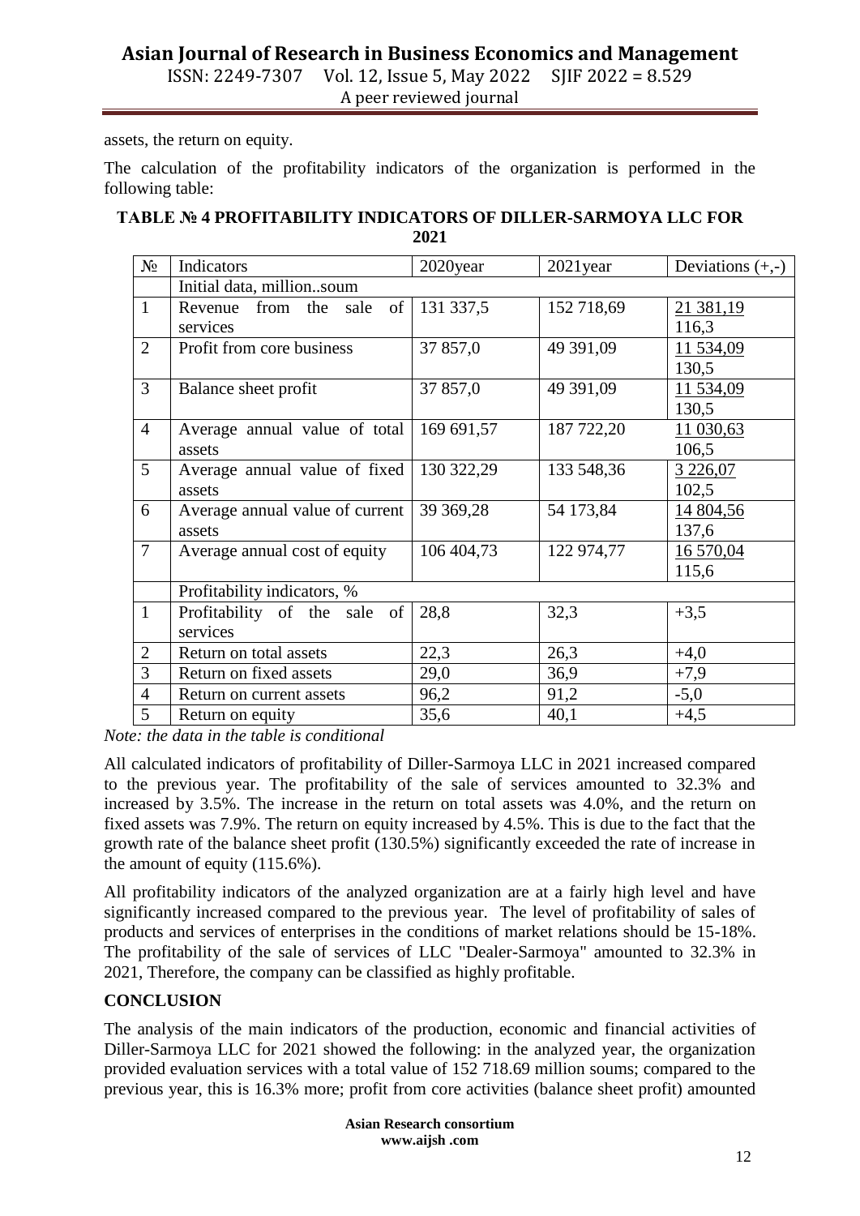assets, the return on equity.

The calculation of the profitability indicators of the organization is performed in the following table:

**TABLE № 4 PROFITABILITY INDICATORS OF DILLER-SARMOYA LLC FOR 2021**

| № | Indicators | 2020year | 2021year | Deviations (+,-) |
|---|---|---|---|---|
| | Initial data, million..soum | | | |
| 1 | Revenue from the sale of services | 131 337,5 | 152 718,69 | 21 381,19<br>116,3 |
| 2 | Profit from core business | 37 857,0 | 49 391,09 | 11 534,09<br>130,5 |
| 3 | Balance sheet profit | 37 857,0 | 49 391,09 | 11 534,09<br>130,5 |
| 4 | Average annual value of total assets | 169 691,57 | 187 722,20 | 11 030,63<br>106,5 |
| 5 | Average annual value of fixed assets | 130 322,29 | 133 548,36 | 3 226,07<br>102,5 |
| 6 | Average annual value of current assets | 39 369,28 | 54 173,84 | 14 804,56<br>137,6 |
| 7 | Average annual cost of equity | 106 404,73 | 122 974,77 | 16 570,04<br>115,6 |
| | Profitability indicators, % | | | |
| 1 | Profitability of the sale of services | 28,8 | 32,3 | +3,5 |
| 2 | Return on total assets | 22,3 | 26,3 | +4,0 |
| 3 | Return on fixed assets | 29,0 | 36,9 | +7,9 |
| 4 | Return on current assets | 96,2 | 91,2 | -5,0 |
| 5 | Return on equity | 35,6 | 40,1 | +4,5 |

*Note: the data in the table is conditional*

All calculated indicators of profitability of Diller-Sarmoya LLC in 2021 increased compared to the previous year. The profitability of the sale of services amounted to 32.3% and increased by 3.5%. The increase in the return on total assets was 4.0%, and the return on fixed assets was 7.9%. The return on equity increased by 4.5%. This is due to the fact that the growth rate of the balance sheet profit (130.5%) significantly exceeded the rate of increase in the amount of equity (115.6%).

All profitability indicators of the analyzed organization are at a fairly high level and have significantly increased compared to the previous year. The level of profitability of sales of products and services of enterprises in the conditions of market relations should be 15-18%. The profitability of the sale of services of LLC "Dealer-Sarmoya" amounted to 32.3% in 2021, Therefore, the company can be classified as highly profitable.

## CONCLUSION

The analysis of the main indicators of the production, economic and financial activities of Diller-Sarmoya LLC for 2021 showed the following: in the analyzed year, the organization provided evaluation services with a total value of 152 718.69 million soums; compared to the previous year, this is 16.3% more; profit from core activities (balance sheet profit) amounted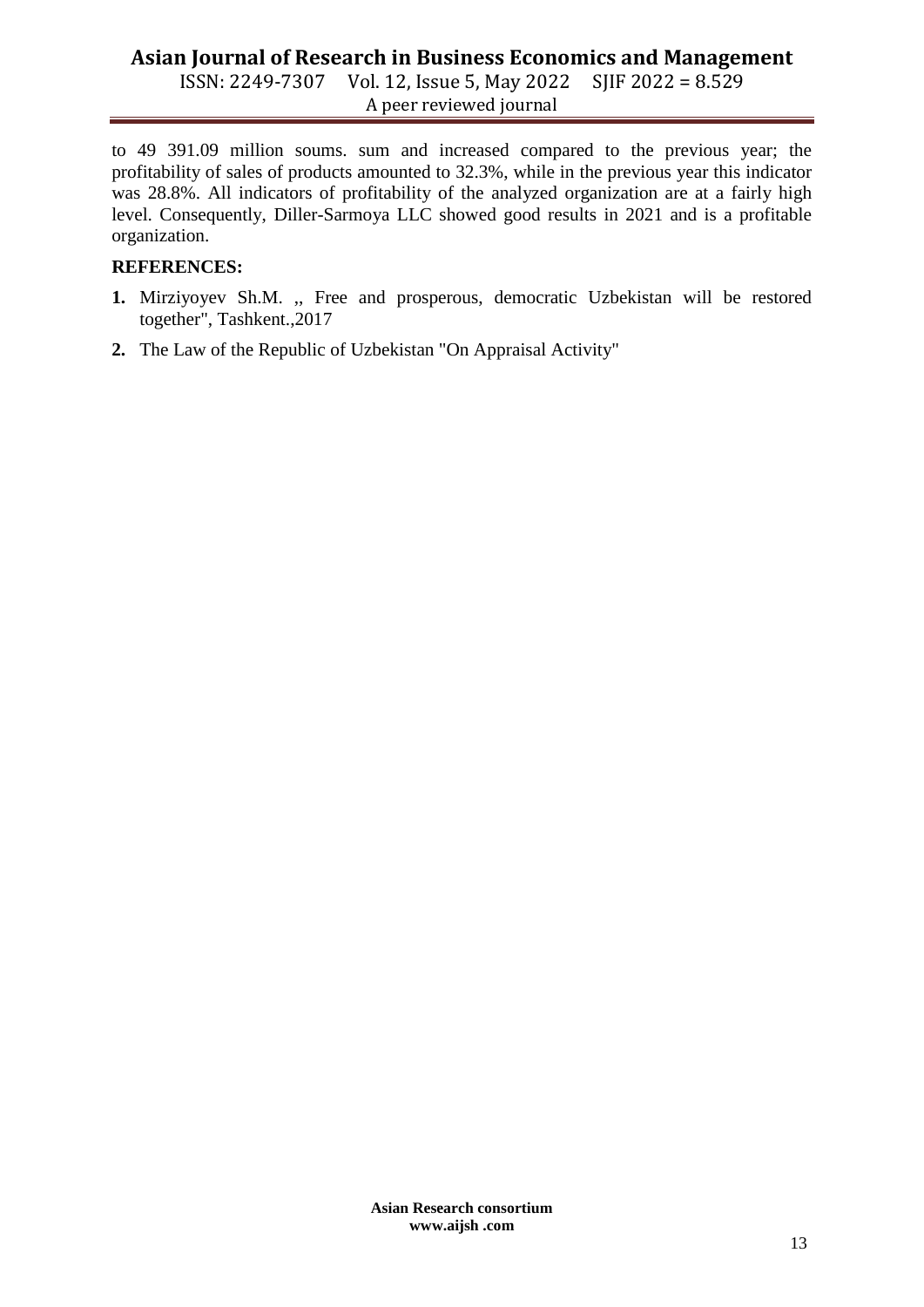to 49 391.09 million soums. sum and increased compared to the previous year; the profitability of sales of products amounted to 32.3%, while in the previous year this indicator was 28.8%. All indicators of profitability of the analyzed organization are at a fairly high level. Consequently, Diller-Sarmoya LLC showed good results in 2021 and is a profitable organization.

**REFERENCES:**

1. Mirziyoyev Sh.M. ,, Free and prosperous, democratic Uzbekistan will be restored together", Tashkent.,2017
2. The Law of the Republic of Uzbekistan "On Appraisal Activity"